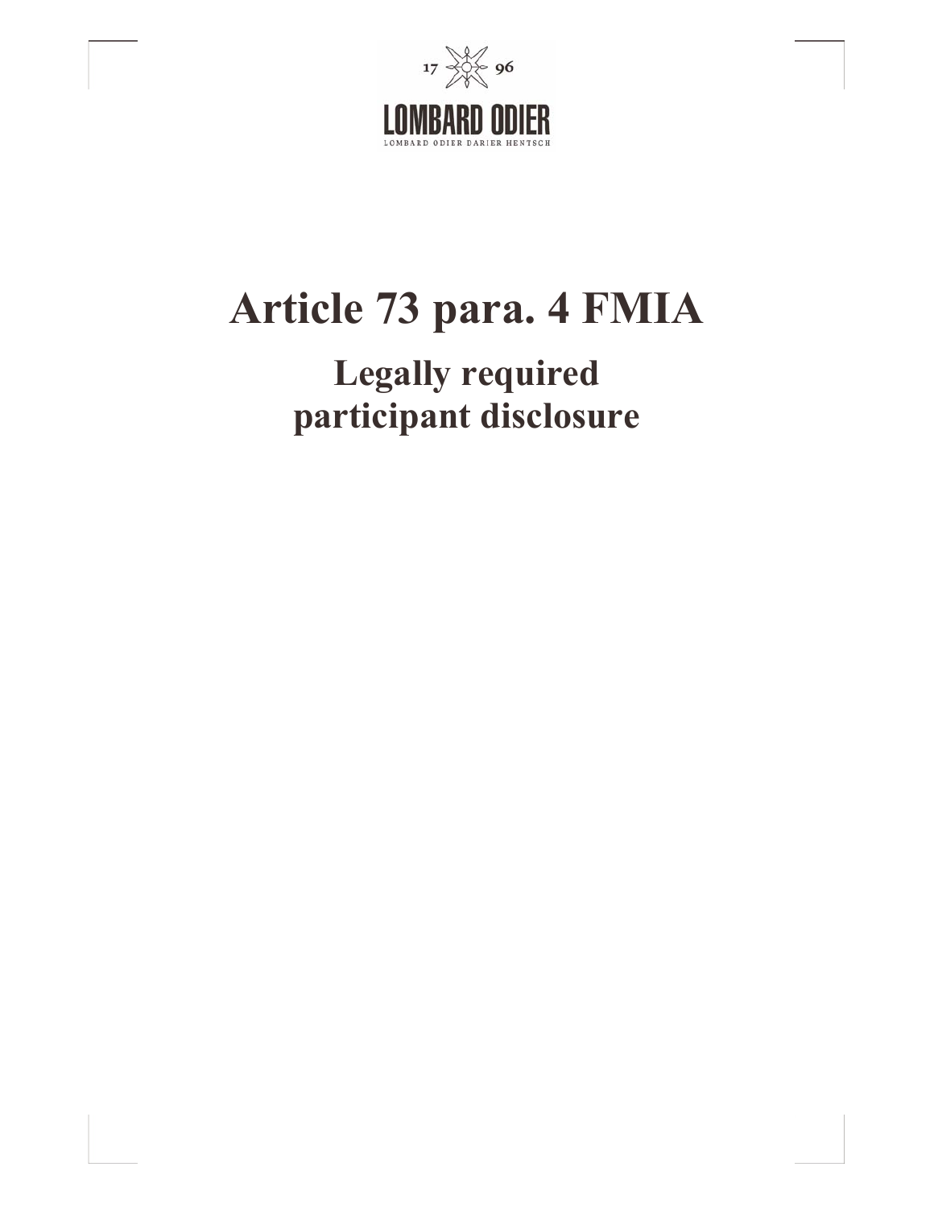17 96

LOMBARD ODIER

LOMBARD ODIER DARIER HENTSCH

# Article 73 para. 4 FMIA

## Legally required participant disclosure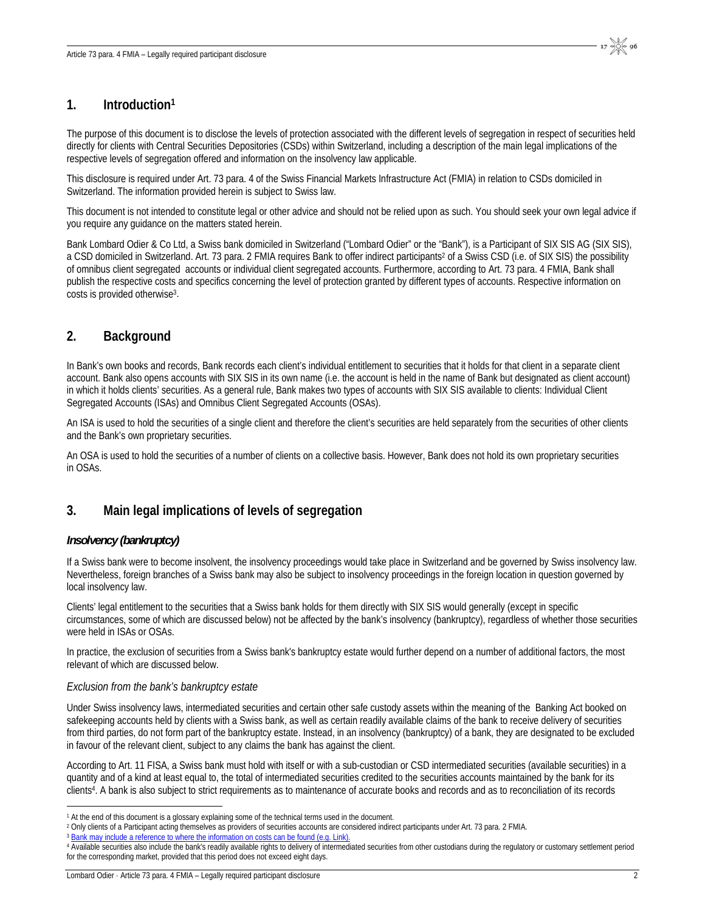## 1. Introduction[1]

The purpose of this document is to disclose the levels of protection associated with the different levels of segregation in respect of securities held directly for clients with Central Securities Depositories (CSDs) within Switzerland, including a description of the main legal implications of the respective levels of segregation offered and information on the insolvency law applicable.

This disclosure is required under Art. 73 para. 4 of the Swiss Financial Markets Infrastructure Act (FMIA) in relation to CSDs domiciled in Switzerland. The information provided herein is subject to Swiss law.

This document is not intended to constitute legal or other advice and should not be relied upon as such. You should seek your own legal advice if you require any guidance on the matters stated herein.

Bank Lombard Odier & Co Ltd, a Swiss bank domiciled in Switzerland ("Lombard Odier" or the "Bank"), is a Participant of SIX SIS AG (SIX SIS), a CSD domiciled in Switzerland. Art. 73 para. 2 FMIA requires Bank to offer indirect participants[2] of a Swiss CSD (i.e. of SIX SIS) the possibility of omnibus client segregated accounts or individual client segregated accounts. Furthermore, according to Art. 73 para. 4 FMIA, Bank shall publish the respective costs and specifics concerning the level of protection granted by different types of accounts. Respective information on costs is provided otherwise[3].

## 2. Background

In Bank's own books and records, Bank records each client's individual entitlement to securities that it holds for that client in a separate client account. Bank also opens accounts with SIX SIS in its own name (i.e. the account is held in the name of Bank but designated as client account) in which it holds clients' securities. As a general rule, Bank makes two types of accounts with SIX SIS available to clients: Individual Client Segregated Accounts (ISAs) and Omnibus Client Segregated Accounts (OSAs).

An ISA is used to hold the securities of a single client and therefore the client's securities are held separately from the securities of other clients and the Bank's own proprietary securities.

An OSA is used to hold the securities of a number of clients on a collective basis. However, Bank does not hold its own proprietary securities in OSAs.

## 3. Main legal implications of levels of segregation

### *Insolvency (bankruptcy)*

If a Swiss bank were to become insolvent, the insolvency proceedings would take place in Switzerland and be governed by Swiss insolvency law. Nevertheless, foreign branches of a Swiss bank may also be subject to insolvency proceedings in the foreign location in question governed by local insolvency law.

Clients' legal entitlement to the securities that a Swiss bank holds for them directly with SIX SIS would generally (except in specific circumstances, some of which are discussed below) not be affected by the bank's insolvency (bankruptcy), regardless of whether those securities were held in ISAs or OSAs.

In practice, the exclusion of securities from a Swiss bank's bankruptcy estate would further depend on a number of additional factors, the most relevant of which are discussed below.

*Exclusion from the bank's bankruptcy estate*

Under Swiss insolvency laws, intermediated securities and certain other safe custody assets within the meaning of the Banking Act booked on safekeeping accounts held by clients with a Swiss bank, as well as certain readily available claims of the bank to receive delivery of securities from third parties, do not form part of the bankruptcy estate. Instead, in an insolvency (bankruptcy) of a bank, they are designated to be excluded in favour of the relevant client, subject to any claims the bank has against the client.

According to Art. 11 FISA, a Swiss bank must hold with itself or with a sub-custodian or CSD intermediated securities (available securities) in a quantity and of a kind at least equal to, the total of intermediated securities credited to the securities accounts maintained by the bank for its clients[4]. A bank is also subject to strict requirements as to maintenance of accurate books and records and as to reconciliation of its records

---

[1] At the end of this document is a glossary explaining some of the technical terms used in the document.

[2] Only clients of a Participant acting themselves as providers of securities accounts are considered indirect participants under Art. 73 para. 2 FMIA.

[3] Bank may include a reference to where the information on costs can be found (e.g. Link).

[4] Available securities also include the bank's readily available rights to delivery of intermediated securities from other custodians during the regulatory or customary settlement period for the corresponding market, provided that this period does not exceed eight days.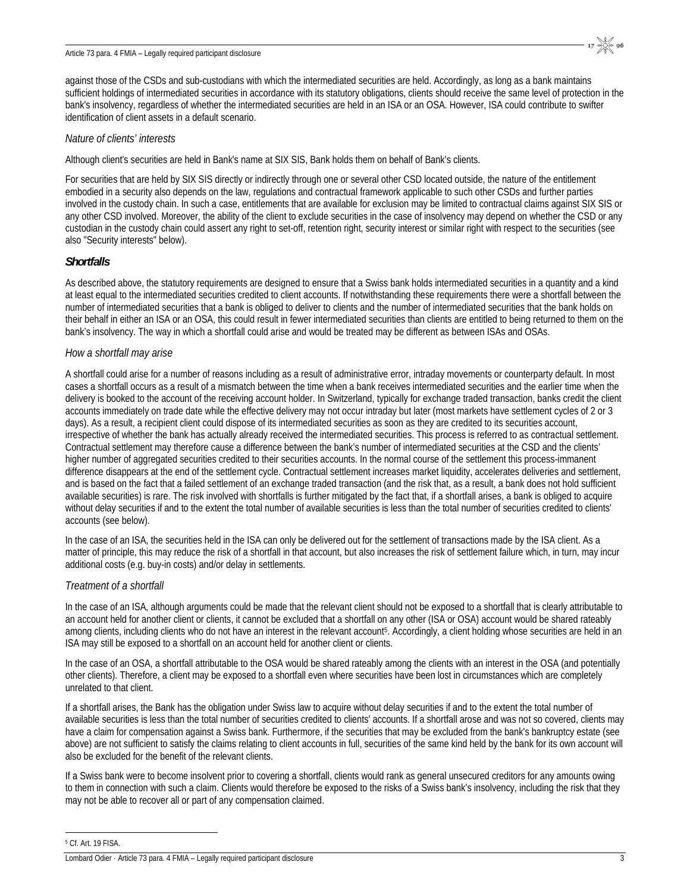against those of the CSDs and sub-custodians with which the intermediated securities are held. Accordingly, as long as a bank maintains sufficient holdings of intermediated securities in accordance with its statutory obligations, clients should receive the same level of protection in the bank's insolvency, regardless of whether the intermediated securities are held in an ISA or an OSA. However, ISA could contribute to swifter identification of client assets in a default scenario.

*Nature of clients' interests*

Although client's securities are held in Bank's name at SIX SIS, Bank holds them on behalf of Bank's clients.

For securities that are held by SIX SIS directly or indirectly through one or several other CSD located outside, the nature of the entitlement embodied in a security also depends on the law, regulations and contractual framework applicable to such other CSDs and further parties involved in the custody chain. In such a case, entitlements that are available for exclusion may be limited to contractual claims against SIX SIS or any other CSD involved. Moreover, the ability of the client to exclude securities in the case of insolvency may depend on whether the CSD or any custodian in the custody chain could assert any right to set-off, retention right, security interest or similar right with respect to the securities (see also "Security interests" below).

### *Shortfalls*

As described above, the statutory requirements are designed to ensure that a Swiss bank holds intermediated securities in a quantity and a kind at least equal to the intermediated securities credited to client accounts. If notwithstanding these requirements there were a shortfall between the number of intermediated securities that a bank is obliged to deliver to clients and the number of intermediated securities that the bank holds on their behalf in either an ISA or an OSA, this could result in fewer intermediated securities than clients are entitled to being returned to them on the bank's insolvency. The way in which a shortfall could arise and would be treated may be different as between ISAs and OSAs.

*How a shortfall may arise*

A shortfall could arise for a number of reasons including as a result of administrative error, intraday movements or counterparty default. In most cases a shortfall occurs as a result of a mismatch between the time when a bank receives intermediated securities and the earlier time when the delivery is booked to the account of the receiving account holder. In Switzerland, typically for exchange traded transaction, banks credit the client accounts immediately on trade date while the effective delivery may not occur intraday but later (most markets have settlement cycles of 2 or 3 days). As a result, a recipient client could dispose of its intermediated securities as soon as they are credited to its securities account, irrespective of whether the bank has actually already received the intermediated securities. This process is referred to as contractual settlement. Contractual settlement may therefore cause a difference between the bank's number of intermediated securities at the CSD and the clients' higher number of aggregated securities credited to their securities accounts. In the normal course of the settlement this process-immanent difference disappears at the end of the settlement cycle. Contractual settlement increases market liquidity, accelerates deliveries and settlement, and is based on the fact that a failed settlement of an exchange traded transaction (and the risk that, as a result, a bank does not hold sufficient available securities) is rare. The risk involved with shortfalls is further mitigated by the fact that, if a shortfall arises, a bank is obliged to acquire without delay securities if and to the extent the total number of available securities is less than the total number of securities credited to clients' accounts (see below).

In the case of an ISA, the securities held in the ISA can only be delivered out for the settlement of transactions made by the ISA client. As a matter of principle, this may reduce the risk of a shortfall in that account, but also increases the risk of settlement failure which, in turn, may incur additional costs (e.g. buy-in costs) and/or delay in settlements.

*Treatment of a shortfall*

In the case of an ISA, although arguments could be made that the relevant client should not be exposed to a shortfall that is clearly attributable to an account held for another client or clients, it cannot be excluded that a shortfall on any other (ISA or OSA) account would be shared rateably among clients, including clients who do not have an interest in the relevant account[5]. Accordingly, a client holding whose securities are held in an ISA may still be exposed to a shortfall on an account held for another client or clients.

In the case of an OSA, a shortfall attributable to the OSA would be shared rateably among the clients with an interest in the OSA (and potentially other clients). Therefore, a client may be exposed to a shortfall even where securities have been lost in circumstances which are completely unrelated to that client.

If a shortfall arises, the Bank has the obligation under Swiss law to acquire without delay securities if and to the extent the total number of available securities is less than the total number of securities credited to clients' accounts. If a shortfall arose and was not so covered, clients may have a claim for compensation against a Swiss bank. Furthermore, if the securities that may be excluded from the bank's bankruptcy estate (see above) are not sufficient to satisfy the claims relating to client accounts in full, securities of the same kind held by the bank for its own account will also be excluded for the benefit of the relevant clients.

If a Swiss bank were to become insolvent prior to covering a shortfall, clients would rank as general unsecured creditors for any amounts owing to them in connection with such a claim. Clients would therefore be exposed to the risks of a Swiss bank's insolvency, including the risk that they may not be able to recover all or part of any compensation claimed.

[5] Cf. Art. 19 FISA.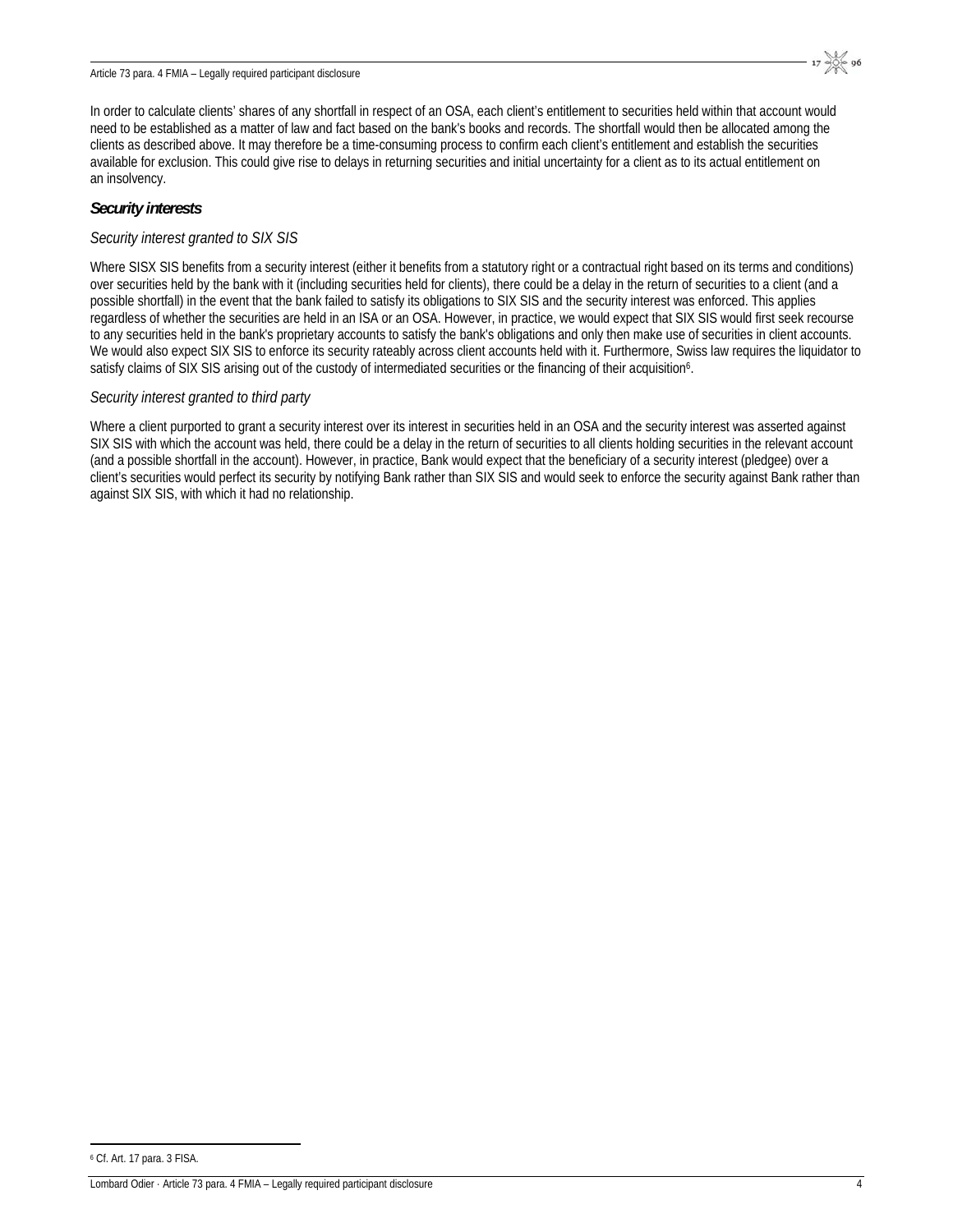In order to calculate clients' shares of any shortfall in respect of an OSA, each client's entitlement to securities held within that account would need to be established as a matter of law and fact based on the bank's books and records. The shortfall would then be allocated among the clients as described above. It may therefore be a time-consuming process to confirm each client's entitlement and establish the securities available for exclusion. This could give rise to delays in returning securities and initial uncertainty for a client as to its actual entitlement on an insolvency.

### ***Security interests***

*Security interest granted to SIX SIS*

Where SISX SIS benefits from a security interest (either it benefits from a statutory right or a contractual right based on its terms and conditions) over securities held by the bank with it (including securities held for clients), there could be a delay in the return of securities to a client (and a possible shortfall) in the event that the bank failed to satisfy its obligations to SIX SIS and the security interest was enforced. This applies regardless of whether the securities are held in an ISA or an OSA. However, in practice, we would expect that SIX SIS would first seek recourse to any securities held in the bank's proprietary accounts to satisfy the bank's obligations and only then make use of securities in client accounts. We would also expect SIX SIS to enforce its security rateably across client accounts held with it. Furthermore, Swiss law requires the liquidator to satisfy claims of SIX SIS arising out of the custody of intermediated securities or the financing of their acquisition[6].

*Security interest granted to third party*

Where a client purported to grant a security interest over its interest in securities held in an OSA and the security interest was asserted against SIX SIS with which the account was held, there could be a delay in the return of securities to all clients holding securities in the relevant account (and a possible shortfall in the account). However, in practice, Bank would expect that the beneficiary of a security interest (pledgee) over a client's securities would perfect its security by notifying Bank rather than SIX SIS and would seek to enforce the security against Bank rather than against SIX SIS, with which it had no relationship.

---

[6] Cf. Art. 17 para. 3 FISA.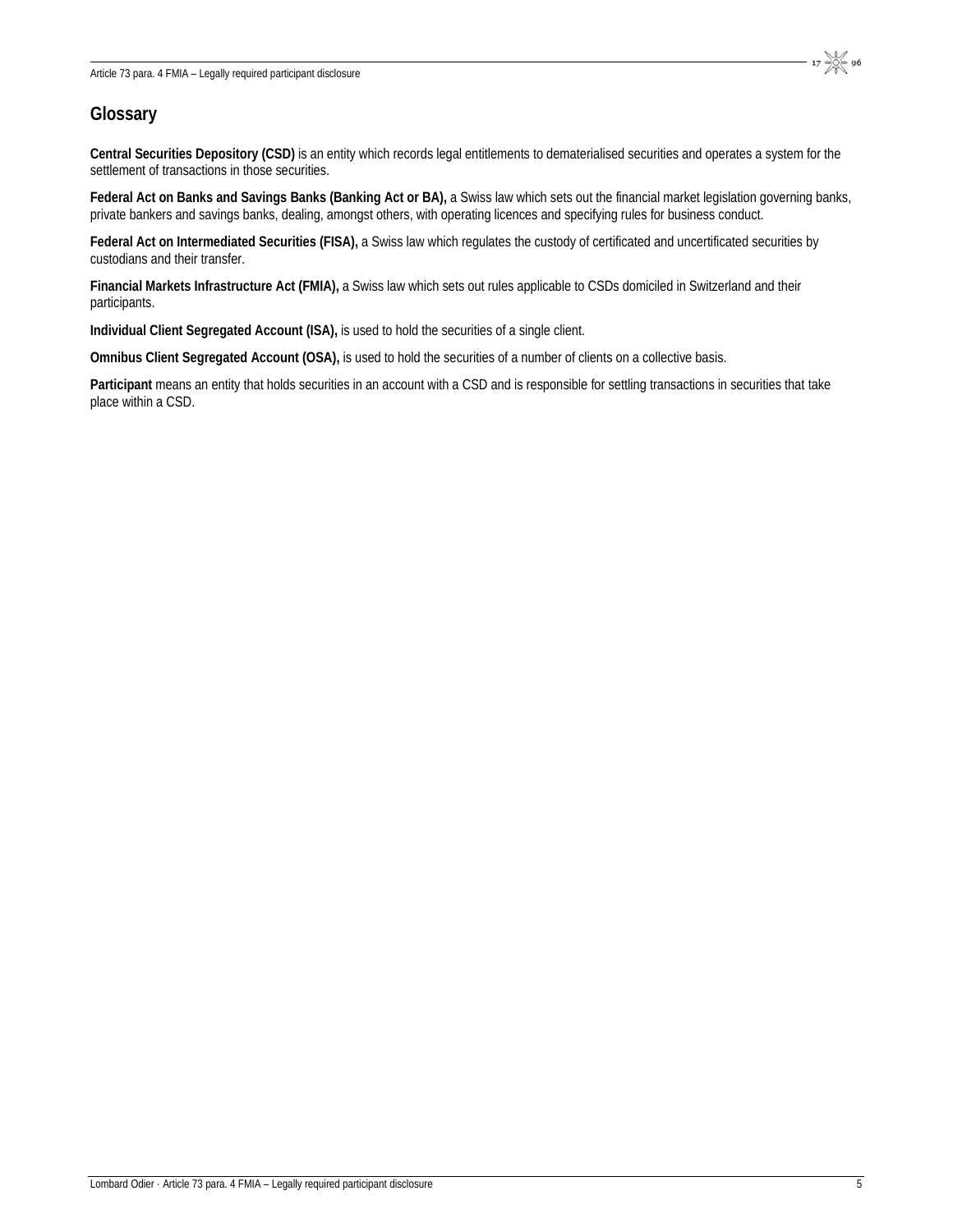## Glossary

**Central Securities Depository (CSD)** is an entity which records legal entitlements to dematerialised securities and operates a system for the settlement of transactions in those securities.

**Federal Act on Banks and Savings Banks (Banking Act or BA),** a Swiss law which sets out the financial market legislation governing banks, private bankers and savings banks, dealing, amongst others, with operating licences and specifying rules for business conduct.

**Federal Act on Intermediated Securities (FISA),** a Swiss law which regulates the custody of certificated and uncertificated securities by custodians and their transfer.

**Financial Markets Infrastructure Act (FMIA),** a Swiss law which sets out rules applicable to CSDs domiciled in Switzerland and their participants.

**Individual Client Segregated Account (ISA),** is used to hold the securities of a single client.

**Omnibus Client Segregated Account (OSA),** is used to hold the securities of a number of clients on a collective basis.

**Participant** means an entity that holds securities in an account with a CSD and is responsible for settling transactions in securities that take place within a CSD.